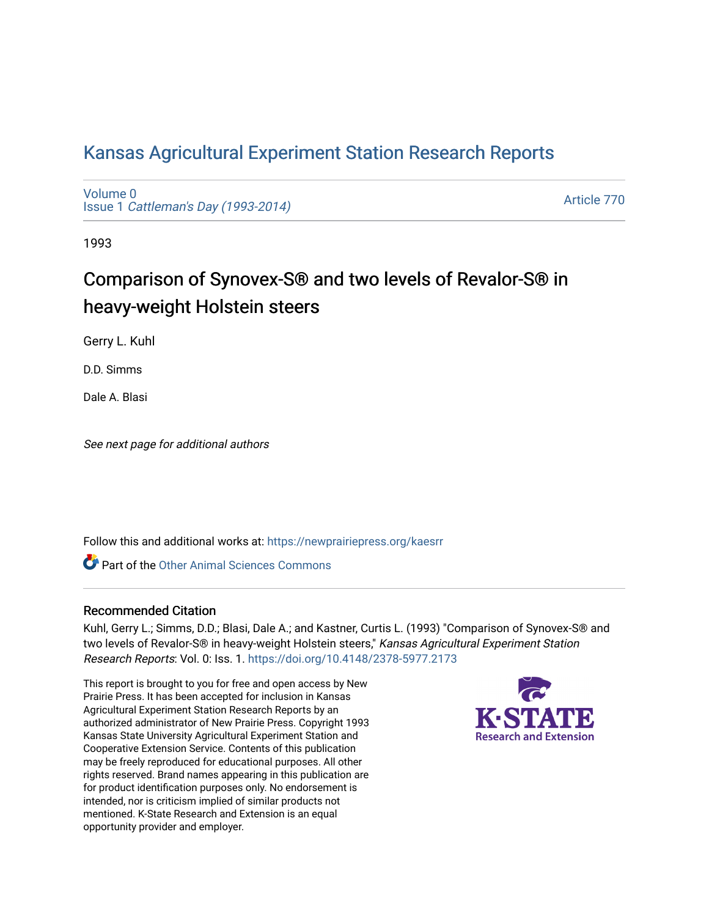# Kansas Agricultural Experiment Station Research Reports

Volume 0
Issue 1 *Cattleman's Day (1993-2014)*

Article 770

1993

## Comparison of Synovex-S® and two levels of Revalor-S® in heavy-weight Holstein steers

Gerry L. Kuhl

D.D. Simms

Dale A. Blasi

*See next page for additional authors*

Follow this and additional works at: https://newprairiepress.org/kaesrr

Part of the Other Animal Sciences Commons

### Recommended Citation

Kuhl, Gerry L.; Simms, D.D.; Blasi, Dale A.; and Kastner, Curtis L. (1993) "Comparison of Synovex-S® and two levels of Revalor-S® in heavy-weight Holstein steers," *Kansas Agricultural Experiment Station Research Reports*: Vol. 0: Iss. 1. https://doi.org/10.4148/2378-5977.2173

This report is brought to you for free and open access by New Prairie Press. It has been accepted for inclusion in Kansas Agricultural Experiment Station Research Reports by an authorized administrator of New Prairie Press. Copyright 1993 Kansas State University Agricultural Experiment Station and Cooperative Extension Service. Contents of this publication may be freely reproduced for educational purposes. All other rights reserved. Brand names appearing in this publication are for product identification purposes only. No endorsement is intended, nor is criticism implied of similar products not mentioned. K-State Research and Extension is an equal opportunity provider and employer.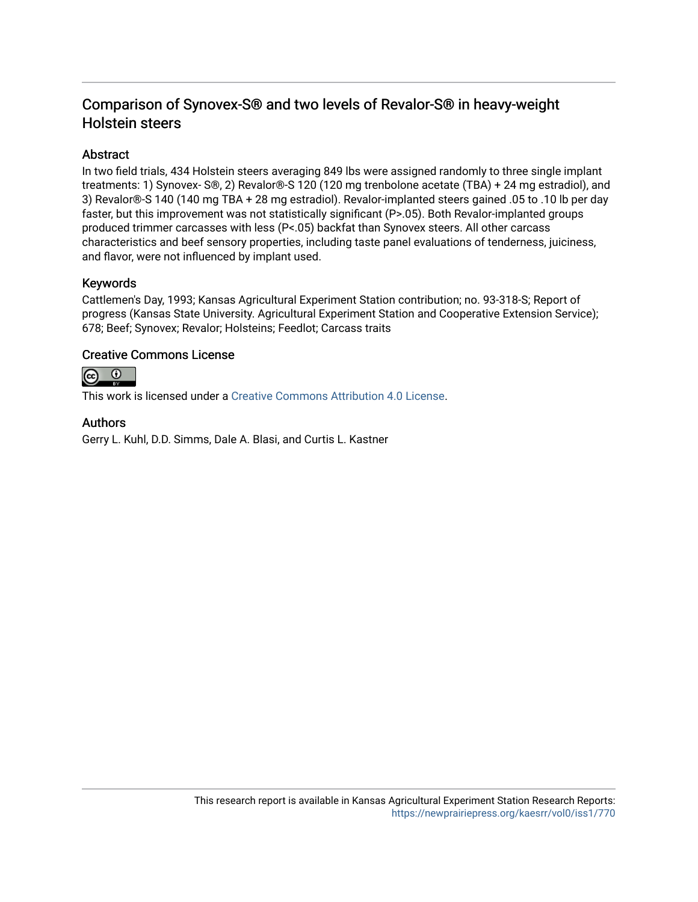# Comparison of Synovex-S® and two levels of Revalor-S® in heavy-weight Holstein steers

## Abstract

In two field trials, 434 Holstein steers averaging 849 lbs were assigned randomly to three single implant treatments: 1) Synovex- S®, 2) Revalor®-S 120 (120 mg trenbolone acetate (TBA) + 24 mg estradiol), and 3) Revalor®-S 140 (140 mg TBA + 28 mg estradiol). Revalor-implanted steers gained .05 to .10 lb per day faster, but this improvement was not statistically significant (P>.05). Both Revalor-implanted groups produced trimmer carcasses with less (P<.05) backfat than Synovex steers. All other carcass characteristics and beef sensory properties, including taste panel evaluations of tenderness, juiciness, and flavor, were not influenced by implant used.

## Keywords

Cattlemen's Day, 1993; Kansas Agricultural Experiment Station contribution; no. 93-318-S; Report of progress (Kansas State University. Agricultural Experiment Station and Cooperative Extension Service); 678; Beef; Synovex; Revalor; Holsteins; Feedlot; Carcass traits

## Creative Commons License

This work is licensed under a Creative Commons Attribution 4.0 License.

## Authors

Gerry L. Kuhl, D.D. Simms, Dale A. Blasi, and Curtis L. Kastner

This research report is available in Kansas Agricultural Experiment Station Research Reports: https://newprairiepress.org/kaesrr/vol0/iss1/770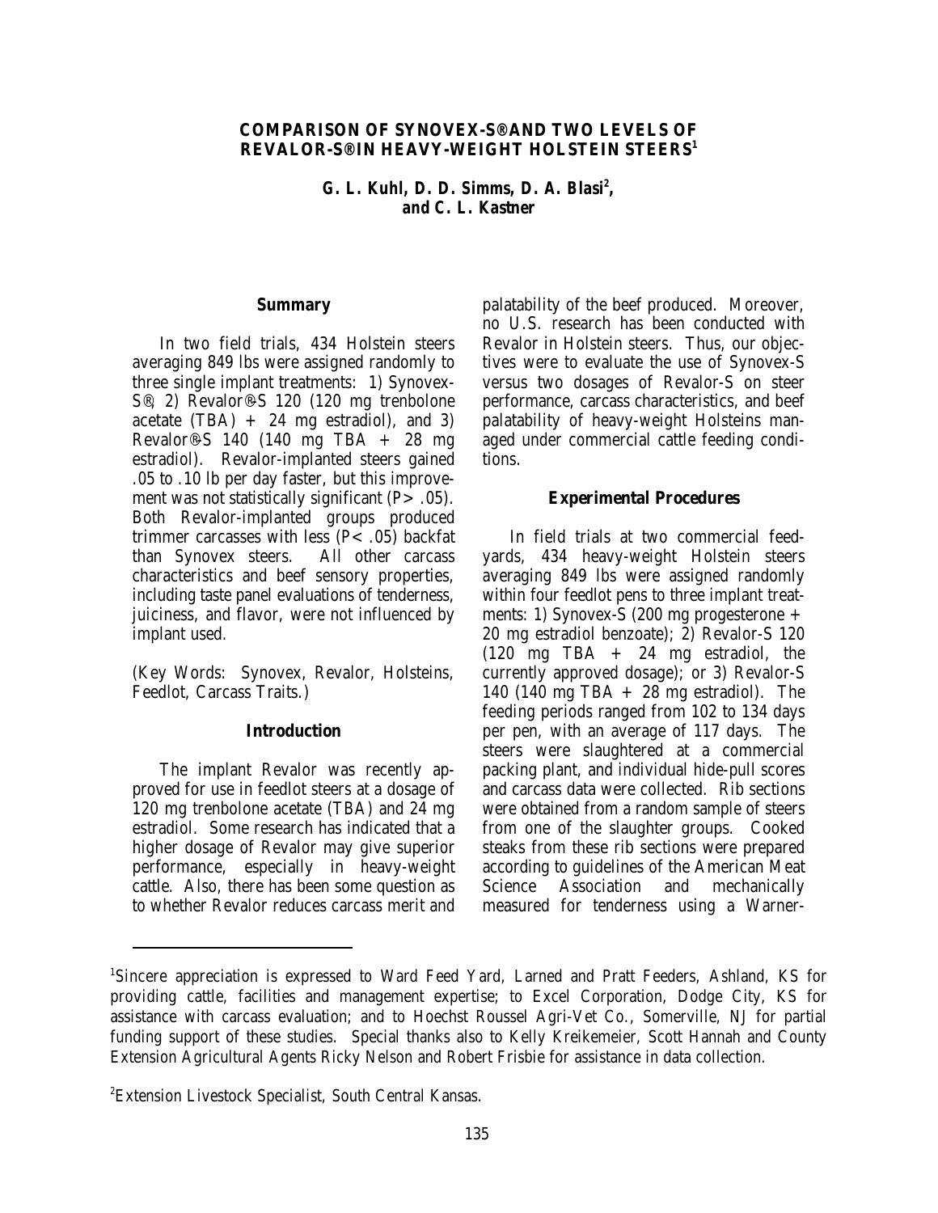# COMPARISON OF SYNOVEX-S® AND TWO LEVELS OF REVALOR-S® IN HEAVY-WEIGHT HOLSTEIN STEERS[1]

*G. L. Kuhl, D. D. Simms, D. A. Blasi[2], and C. L. Kastner*

## Summary

In two field trials, 434 Holstein steers averaging 849 lbs were assigned randomly to three single implant treatments: 1) Synovex-S®, 2) Revalor®-S 120 (120 mg trenbolone acetate (TBA) + 24 mg estradiol), and 3) Revalor®-S 140 (140 mg TBA + 28 mg estradiol). Revalor-implanted steers gained .05 to .10 lb per day faster, but this improvement was not statistically significant ($P > .05$). Both Revalor-implanted groups produced trimmer carcasses with less ($P < .05$) backfat than Synovex steers. All other carcass characteristics and beef sensory properties, including taste panel evaluations of tenderness, juiciness, and flavor, were not influenced by implant used.

(Key Words: Synovex, Revalor, Holsteins, Feedlot, Carcass Traits.)

## Introduction

The implant Revalor was recently approved for use in feedlot steers at a dosage of 120 mg trenbolone acetate (TBA) and 24 mg estradiol. Some research has indicated that a higher dosage of Revalor may give superior performance, especially in heavy-weight cattle. Also, there has been some question as to whether Revalor reduces carcass merit and palatability of the beef produced. Moreover, no U.S. research has been conducted with Revalor in Holstein steers. Thus, our objectives were to evaluate the use of Synovex-S versus two dosages of Revalor-S on steer performance, carcass characteristics, and beef palatability of heavy-weight Holsteins managed under commercial cattle feeding conditions.

## Experimental Procedures

In field trials at two commercial feedyards, 434 heavy-weight Holstein steers averaging 849 lbs were assigned randomly within four feedlot pens to three implant treatments: 1) Synovex-S (200 mg progesterone + 20 mg estradiol benzoate); 2) Revalor-S 120 (120 mg TBA + 24 mg estradiol, the currently approved dosage); or 3) Revalor-S 140 (140 mg TBA + 28 mg estradiol). The feeding periods ranged from 102 to 134 days per pen, with an average of 117 days. The steers were slaughtered at a commercial packing plant, and individual hide-pull scores and carcass data were collected. Rib sections were obtained from a random sample of steers from one of the slaughter groups. Cooked steaks from these rib sections were prepared according to guidelines of the American Meat Science Association and mechanically measured for tenderness using a Warner-

---

[1]Sincere appreciation is expressed to Ward Feed Yard, Larned and Pratt Feeders, Ashland, KS for providing cattle, facilities and management expertise; to Excel Corporation, Dodge City, KS for assistance with carcass evaluation; and to Hoechst Roussel Agri-Vet Co., Somerville, NJ for partial funding support of these studies. Special thanks also to Kelly Kreikemeier, Scott Hannah and County Extension Agricultural Agents Ricky Nelson and Robert Frisbie for assistance in data collection.

[2]Extension Livestock Specialist, South Central Kansas.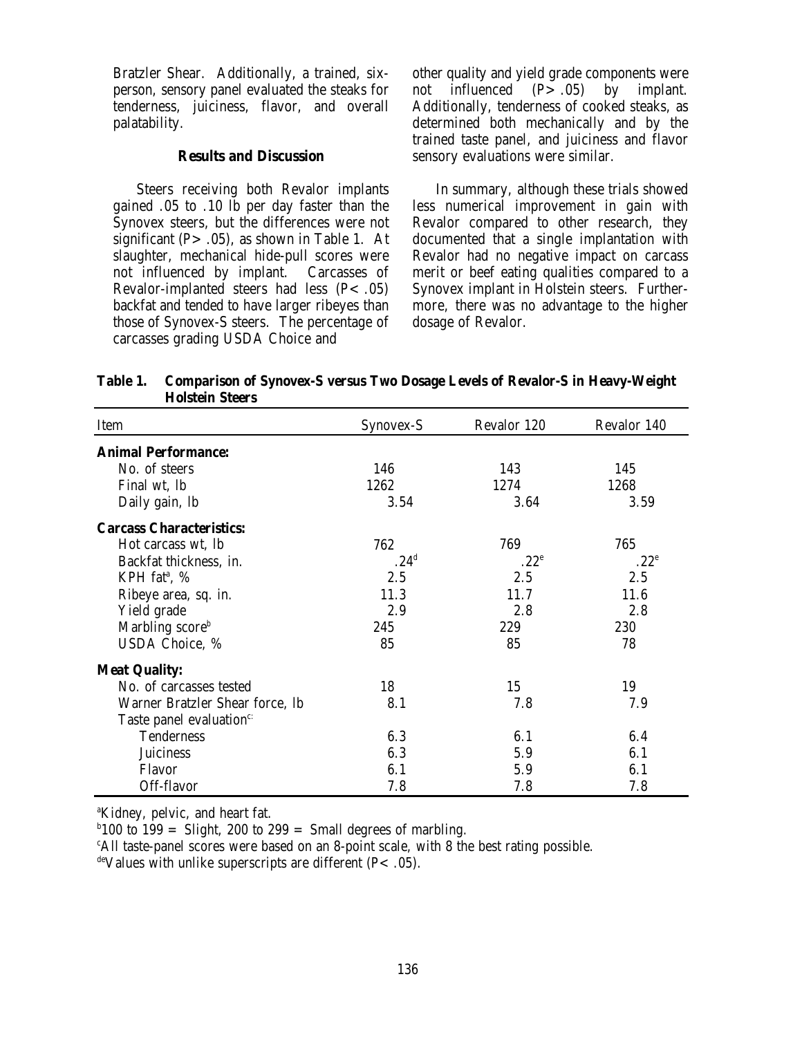Bratzler Shear. Additionally, a trained, six-person, sensory panel evaluated the steaks for tenderness, juiciness, flavor, and overall palatability.

## Results and Discussion

Steers receiving both Revalor implants gained .05 to .10 lb per day faster than the Synovex steers, but the differences were not significant ($P > .05$), as shown in Table 1. At slaughter, mechanical hide-pull scores were not influenced by implant. Carcasses of Revalor-implanted steers had less ($P < .05$) backfat and tended to have larger ribeyes than those of Synovex-S steers. The percentage of carcasses grading USDA Choice and other quality and yield grade components were not influenced ($P > .05$) by implant. Additionally, tenderness of cooked steaks, as determined both mechanically and by the trained taste panel, and juiciness and flavor sensory evaluations were similar.

In summary, although these trials showed less numerical improvement in gain with Revalor compared to other research, they documented that a single implantation with Revalor had no negative impact on carcass merit or beef eating qualities compared to a Synovex implant in Holstein steers. Furthermore, there was no advantage to the higher dosage of Revalor.

**Table 1. Comparison of Synovex-S versus Two Dosage Levels of Revalor-S in Heavy-Weight Holstein Steers**

| Item | Synovex-S | Revalor 120 | Revalor 140 |
|---|---|---|---|
| **Animal Performance:** | | | |
| No. of steers | 146 | 143 | 145 |
| Final wt, lb | 1262 | 1274 | 1268 |
| Daily gain, lb | 3.54 | 3.64 | 3.59 |
| **Carcass Characteristics:** | | | |
| Hot carcass wt, lb | 762 | 769 | 765 |
| Backfat thickness, in. | .24[d] | .22[e] | .22[e] |
| KPH fat[a], % | 2.5 | 2.5 | 2.5 |
| Ribeye area, sq. in. | 11.3 | 11.7 | 11.6 |
| Yield grade | 2.9 | 2.8 | 2.8 |
| Marbling score[b] | 245 | 229 | 230 |
| USDA Choice, % | 85 | 85 | 78 |
| **Meat Quality:** | | | |
| No. of carcasses tested | 18 | 15 | 19 |
| Warner Bratzler Shear force, lb | 8.1 | 7.8 | 7.9 |
| Taste panel evaluation[c] | | | |
| Tenderness | 6.3 | 6.1 | 6.4 |
| Juiciness | 6.3 | 5.9 | 6.1 |
| Flavor | 6.1 | 5.9 | 6.1 |
| Off-flavor | 7.8 | 7.8 | 7.8 |

[a]Kidney, pelvic, and heart fat.

[b]100 to 199 = Slight, 200 to 299 = Small degrees of marbling.

[c]All taste-panel scores were based on an 8-point scale, with 8 the best rating possible.

[de]Values with unlike superscripts are different ($P < .05$).